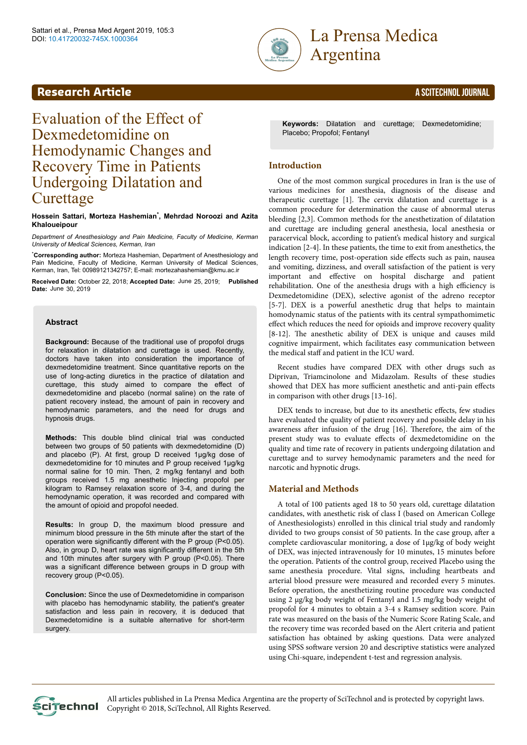## Research Article

# Evaluation of the Effect of Dexmedetomidine on Hemodynamic Changes and Recovery Time in Patients Undergoing Dilatation and Curettage

**Hossein Sattari, Morteza Hashemian*, Mehrdad Noroozi and Azita Khaloueipour**

*Department of Anesthesiology and Pain Medicine, Faculty of Medicine, Kerman University of Medical Sciences, Kerman, Iran*

***Corresponding author:** Morteza Hashemian, Department of Anesthesiology and Pain Medicine, Faculty of Medicine, Kerman University of Medical Sciences, Kerman, Iran, Tel: 00989121342757; E-mail: mortezahashemian@kmu.ac.ir

**Received Date:** October 22, 2018; **Accepted Date:** June 25, 2019; **Published Date:** June 30, 2019

### Abstract

**Background:** Because of the traditional use of propofol drugs for relaxation in dilatation and curettage is used. Recently, doctors have taken into consideration the importance of dexmedetomidine treatment. Since quantitative reports on the use of long-acting diuretics in the practice of dilatation and curettage, this study aimed to compare the effect of dexmedetomidine and placebo (normal saline) on the rate of patient recovery instead, the amount of pain in recovery and hemodynamic parameters, and the need for drugs and hypnosis drugs.

**Methods:** This double blind clinical trial was conducted between two groups of 50 patients with dexmedetomidine (D) and placebo (P). At first, group D received 1µg/kg dose of dexmedetomidine for 10 minutes and P group received 1µg/kg normal saline for 10 min. Then, 2 mg/kg fentanyl and both groups received 1.5 mg anesthetic Injecting propofol per kilogram to Ramsey relaxation score of 3-4, and during the hemodynamic operation, it was recorded and compared with the amount of opioid and propofol needed.

**Results:** In group D, the maximum blood pressure and minimum blood pressure in the 5th minute after the start of the operation were significantly different with the P group (P<0.05). Also, in group D, heart rate was significantly different in the 5th and 10th minutes after surgery with P group (P<0.05). There was a significant difference between groups in D group with recovery group (P<0.05).

**Conclusion:** Since the use of Dexmedetomidine in comparison with placebo has hemodynamic stability, the patient's greater satisfaction and less pain in recovery, it is deduced that Dexmedetomidine is a suitable alternative for short-term surgery.

**Keywords:** Dilatation and curettage; Dexmedetomidine; Placebo; Propofol; Fentanyl

## Introduction

One of the most common surgical procedures in Iran is the use of various medicines for anesthesia, diagnosis of the disease and therapeutic curettage [1]. The cervix dilatation and curettage is a common procedure for determination the cause of abnormal uterus bleeding [2,3]. Common methods for the anesthetization of dilatation and curettage are including general anesthesia, local anesthesia or paracervical block, according to patient's medical history and surgical indication [2-4]. In these patients, the time to exit from anesthetics, the length recovery time, post-operation side effects such as pain, nausea and vomiting, dizziness, and overall satisfaction of the patient is very important and effective on hospital discharge and patient rehabilitation. One of the anesthesia drugs with a high efficiency is Dexmedetomidine (DEX), selective agonist of the adreno receptor [5-7]. DEX is a powerful anesthetic drug that helps to maintain homodynamic status of the patients with its central sympathomimetic effect which reduces the need for opioids and improve recovery quality [8-12]. The anesthetic ability of DEX is unique and causes mild cognitive impairment, which facilitates easy communication between the medical staff and patient in the ICU ward.

Recent studies have compared DEX with other drugs such as Diprivan, Triamcinolone and Midazolam. Results of these studies showed that DEX has more sufficient anesthetic and anti-pain effects in comparison with other drugs [13-16].

DEX tends to increase, but due to its anesthetic effects, few studies have evaluated the quality of patient recovery and possible delay in his awareness after infusion of the drug [16]. Therefore, the aim of the present study was to evaluate effects of dexmedetomidine on the quality and time rate of recovery in patients undergoing dilatation and curettage and to survey hemodynamic parameters and the need for narcotic and hypnotic drugs.

## Material and Methods

A total of 100 patients aged 18 to 50 years old, curettage dilatation candidates, with anesthetic risk of class I (based on American College of Anesthesiologists) enrolled in this clinical trial study and randomly divided to two groups consist of 50 patients. In the case group, after a complete cardiovascular monitoring, a dose of 1µg/kg of body weight of DEX, was injected intravenously for 10 minutes, 15 minutes before the operation. Patients of the control group, received Placebo using the same anesthesia procedure. Vital signs, including heartbeats and arterial blood pressure were measured and recorded every 5 minutes. Before operation, the anesthetizing routine procedure was conducted using 2 µg/kg body weight of Fentanyl and 1.5 mg/kg body weight of propofol for 4 minutes to obtain a 3-4 s Ramsey sedition score. Pain rate was measured on the basis of the Numeric Score Rating Scale, and the recovery time was recorded based on the Alert criteria and patient satisfaction has obtained by asking questions. Data were analyzed using SPSS software version 20 and descriptive statistics were analyzed using Chi-square, independent t-test and regression analysis.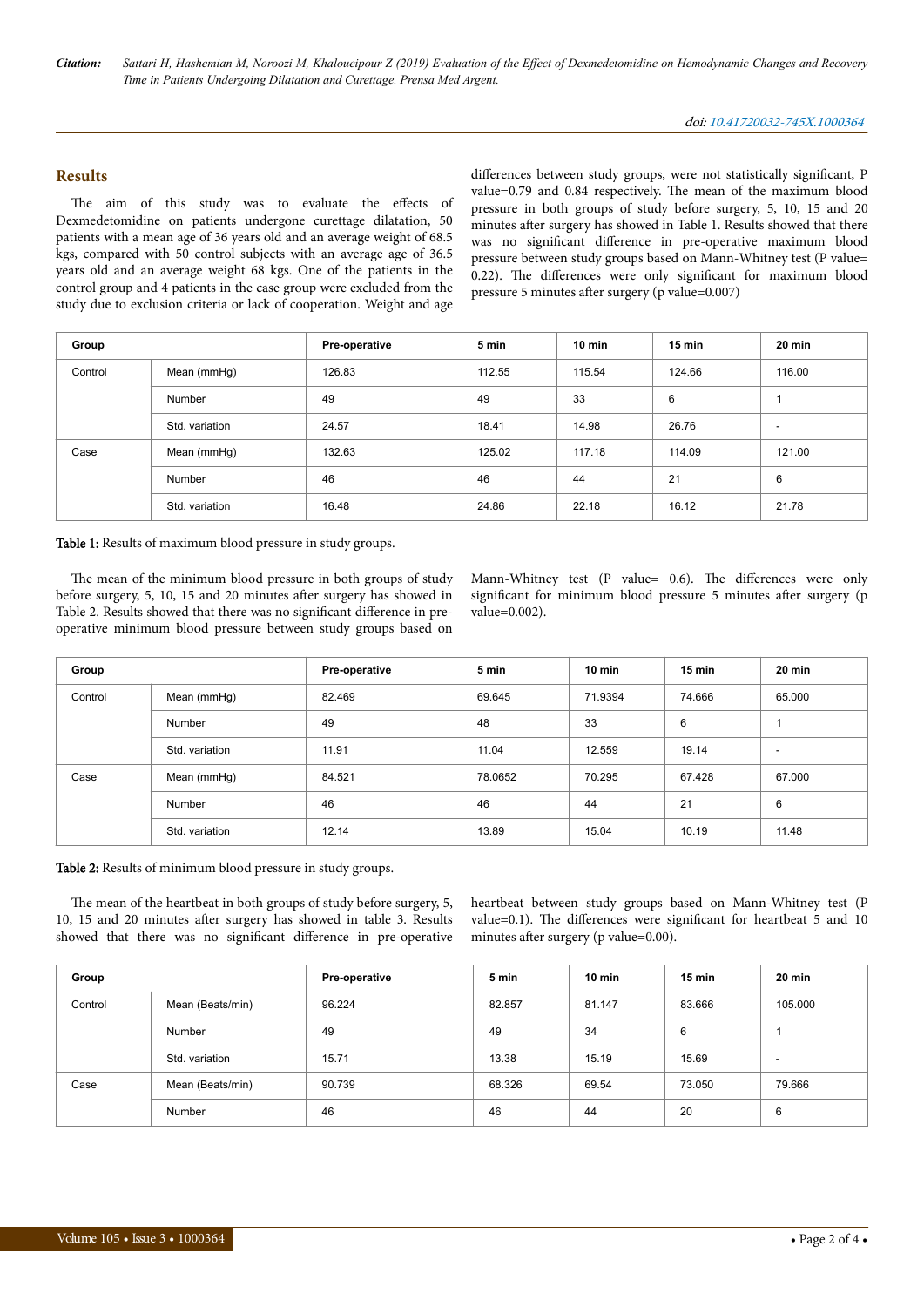## Results

The aim of this study was to evaluate the effects of Dexmedetomidine on patients undergone curettage dilatation, 50 patients with a mean age of 36 years old and an average weight of 68.5 kgs, compared with 50 control subjects with an average age of 36.5 years old and an average weight 68 kgs. One of the patients in the control group and 4 patients in the case group were excluded from the study due to exclusion criteria or lack of cooperation. Weight and age differences between study groups, were not statistically significant, P value=0.79 and 0.84 respectively. The mean of the maximum blood pressure in both groups of study before surgery, 5, 10, 15 and 20 minutes after surgery has showed in Table 1. Results showed that there was no significant difference in pre-operative maximum blood pressure between study groups based on Mann-Whitney test (P value= 0.22). The differences were only significant for maximum blood pressure 5 minutes after surgery (p value=0.007)

| Group | | Pre-operative | 5 min | 10 min | 15 min | 20 min |
|---|---|---|---|---|---|---|
| Control | Mean (mmHg) | 126.83 | 112.55 | 115.54 | 124.66 | 116.00 |
| | Number | 49 | 49 | 33 | 6 | 1 |
| | Std. variation | 24.57 | 18.41 | 14.98 | 26.76 | - |
| Case | Mean (mmHg) | 132.63 | 125.02 | 117.18 | 114.09 | 121.00 |
| | Number | 46 | 46 | 44 | 21 | 6 |
| | Std. variation | 16.48 | 24.86 | 22.18 | 16.12 | 21.78 |

**Table 1:** Results of maximum blood pressure in study groups.

The mean of the minimum blood pressure in both groups of study before surgery, 5, 10, 15 and 20 minutes after surgery has showed in Table 2. Results showed that there was no significant difference in pre-operative minimum blood pressure between study groups based on Mann-Whitney test (P value= 0.6). The differences were only significant for minimum blood pressure 5 minutes after surgery (p value=0.002).

| Group | | Pre-operative | 5 min | 10 min | 15 min | 20 min |
|---|---|---|---|---|---|---|
| Control | Mean (mmHg) | 82.469 | 69.645 | 71.9394 | 74.666 | 65.000 |
| | Number | 49 | 48 | 33 | 6 | 1 |
| | Std. variation | 11.91 | 11.04 | 12.559 | 19.14 | - |
| Case | Mean (mmHg) | 84.521 | 78.0652 | 70.295 | 67.428 | 67.000 |
| | Number | 46 | 46 | 44 | 21 | 6 |
| | Std. variation | 12.14 | 13.89 | 15.04 | 10.19 | 11.48 |

**Table 2:** Results of minimum blood pressure in study groups.

The mean of the heartbeat in both groups of study before surgery, 5, 10, 15 and 20 minutes after surgery has showed in table 3. Results showed that there was no significant difference in pre-operative heartbeat between study groups based on Mann-Whitney test (P value=0.1). The differences were significant for heartbeat 5 and 10 minutes after surgery (p value=0.00).

| Group | | Pre-operative | 5 min | 10 min | 15 min | 20 min |
|---|---|---|---|---|---|---|
| Control | Mean (Beats/min) | 96.224 | 82.857 | 81.147 | 83.666 | 105.000 |
| | Number | 49 | 49 | 34 | 6 | 1 |
| | Std. variation | 15.71 | 13.38 | 15.19 | 15.69 | - |
| Case | Mean (Beats/min) | 90.739 | 68.326 | 69.54 | 73.050 | 79.666 |
| | Number | 46 | 46 | 44 | 20 | 6 |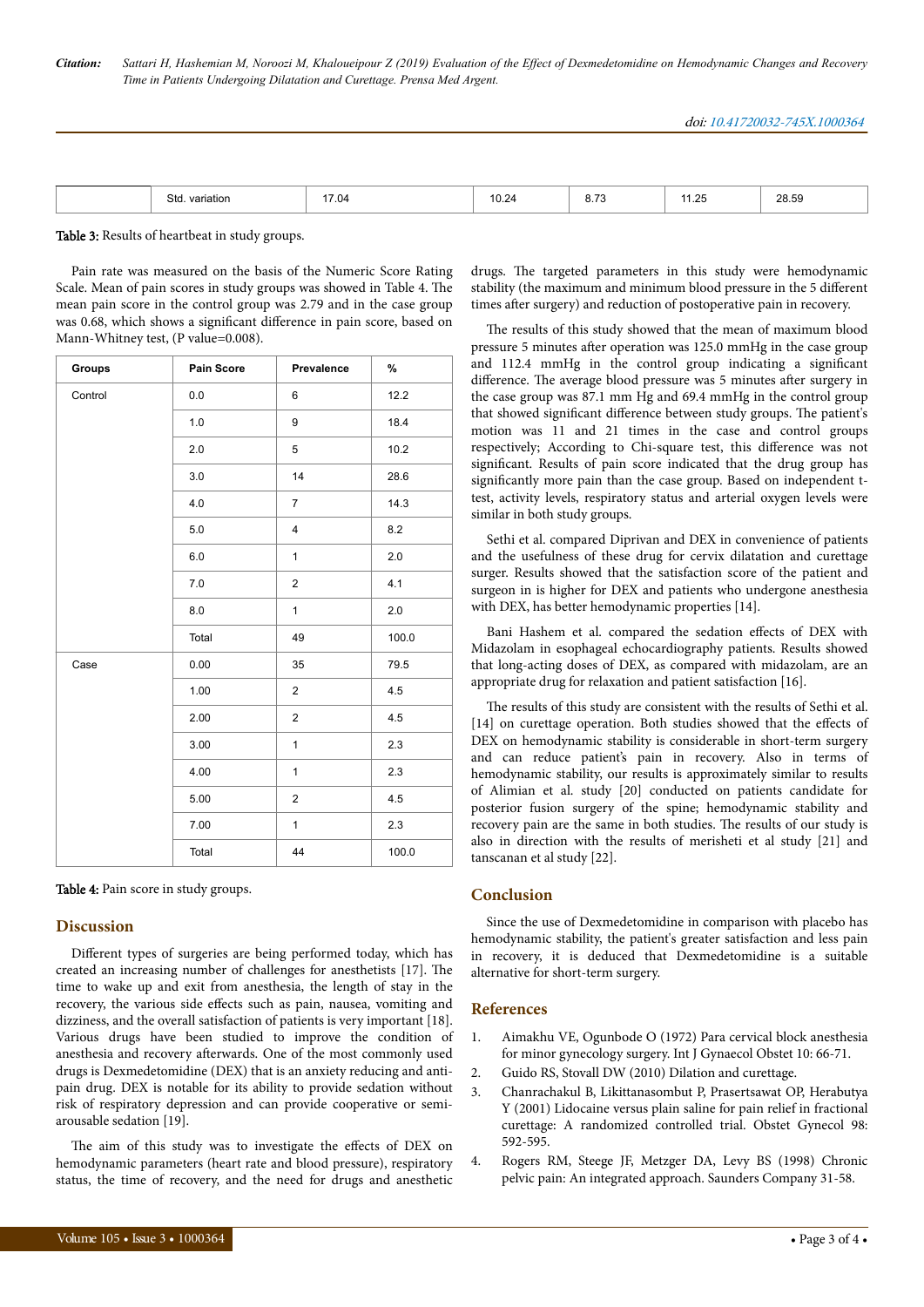|  | Std. variation | 17.04 | 10.24 | 8.73 | 11.25 | 28.59 |
|---|---|---|---|---|---|---|

**Table 3:** Results of heartbeat in study groups.

Pain rate was measured on the basis of the Numeric Score Rating Scale. Mean of pain scores in study groups was showed in Table 4. The mean pain score in the control group was 2.79 and in the case group was 0.68, which shows a significant difference in pain score, based on Mann-Whitney test, (P value=0.008).

| Groups | Pain Score | Prevalence | % |
|---|---|---|---|
| Control | 0.0 | 6 | 12.2 |
|  | 1.0 | 9 | 18.4 |
|  | 2.0 | 5 | 10.2 |
|  | 3.0 | 14 | 28.6 |
|  | 4.0 | 7 | 14.3 |
|  | 5.0 | 4 | 8.2 |
|  | 6.0 | 1 | 2.0 |
|  | 7.0 | 2 | 4.1 |
|  | 8.0 | 1 | 2.0 |
|  | Total | 49 | 100.0 |
| Case | 0.00 | 35 | 79.5 |
|  | 1.00 | 2 | 4.5 |
|  | 2.00 | 2 | 4.5 |
|  | 3.00 | 1 | 2.3 |
|  | 4.00 | 1 | 2.3 |
|  | 5.00 | 2 | 4.5 |
|  | 7.00 | 1 | 2.3 |
|  | Total | 44 | 100.0 |

**Table 4:** Pain score in study groups.

## Discussion

Different types of surgeries are being performed today, which has created an increasing number of challenges for anesthetists [17]. The time to wake up and exit from anesthesia, the length of stay in the recovery, the various side effects such as pain, nausea, vomiting and dizziness, and the overall satisfaction of patients is very important [18]. Various drugs have been studied to improve the condition of anesthesia and recovery afterwards. One of the most commonly used drugs is Dexmedetomidine (DEX) that is an anxiety reducing and anti-pain drug. DEX is notable for its ability to provide sedation without risk of respiratory depression and can provide cooperative or semi-arousable sedation [19].

The aim of this study was to investigate the effects of DEX on hemodynamic parameters (heart rate and blood pressure), respiratory status, the time of recovery, and the need for drugs and anesthetic drugs. The targeted parameters in this study were hemodynamic stability (the maximum and minimum blood pressure in the 5 different times after surgery) and reduction of postoperative pain in recovery.

The results of this study showed that the mean of maximum blood pressure 5 minutes after operation was 125.0 mmHg in the case group and 112.4 mmHg in the control group indicating a significant difference. The average blood pressure was 5 minutes after surgery in the case group was 87.1 mm Hg and 69.4 mmHg in the control group that showed significant difference between study groups. The patient's motion was 11 and 21 times in the case and control groups respectively; According to Chi-square test, this difference was not significant. Results of pain score indicated that the drug group has significantly more pain than the case group. Based on independent t-test, activity levels, respiratory status and arterial oxygen levels were similar in both study groups.

Sethi et al. compared Diprivan and DEX in convenience of patients and the usefulness of these drug for cervix dilatation and curettage surger. Results showed that the satisfaction score of the patient and surgeon in is higher for DEX and patients who undergone anesthesia with DEX, has better hemodynamic properties [14].

Bani Hashem et al. compared the sedation effects of DEX with Midazolam in esophageal echocardiography patients. Results showed that long-acting doses of DEX, as compared with midazolam, are an appropriate drug for relaxation and patient satisfaction [16].

The results of this study are consistent with the results of Sethi et al. [14] on curettage operation. Both studies showed that the effects of DEX on hemodynamic stability is considerable in short-term surgery and can reduce patient's pain in recovery. Also in terms of hemodynamic stability, our results is approximately similar to results of Alimian et al. study [20] conducted on patients candidate for posterior fusion surgery of the spine; hemodynamic stability and recovery pain are the same in both studies. The results of our study is also in direction with the results of merisheti et al study [21] and tanscanan et al study [22].

## Conclusion

Since the use of Dexmedetomidine in comparison with placebo has hemodynamic stability, the patient's greater satisfaction and less pain in recovery, it is deduced that Dexmedetomidine is a suitable alternative for short-term surgery.

## References

1. Aimakhu VE, Ogunbode O (1972) Para cervical block anesthesia for minor gynecology surgery. Int J Gynaecol Obstet 10: 66-71.
2. Guido RS, Stovall DW (2010) Dilation and curettage.
3. Chanrachakul B, Likittanasombut P, Prasertsawat OP, Herabutya Y (2001) Lidocaine versus plain saline for pain relief in fractional curettage: A randomized controlled trial. Obstet Gynecol 98: 592-595.
4. Rogers RM, Steege JF, Metzger DA, Levy BS (1998) Chronic pelvic pain: An integrated approach. Saunders Company 31-58.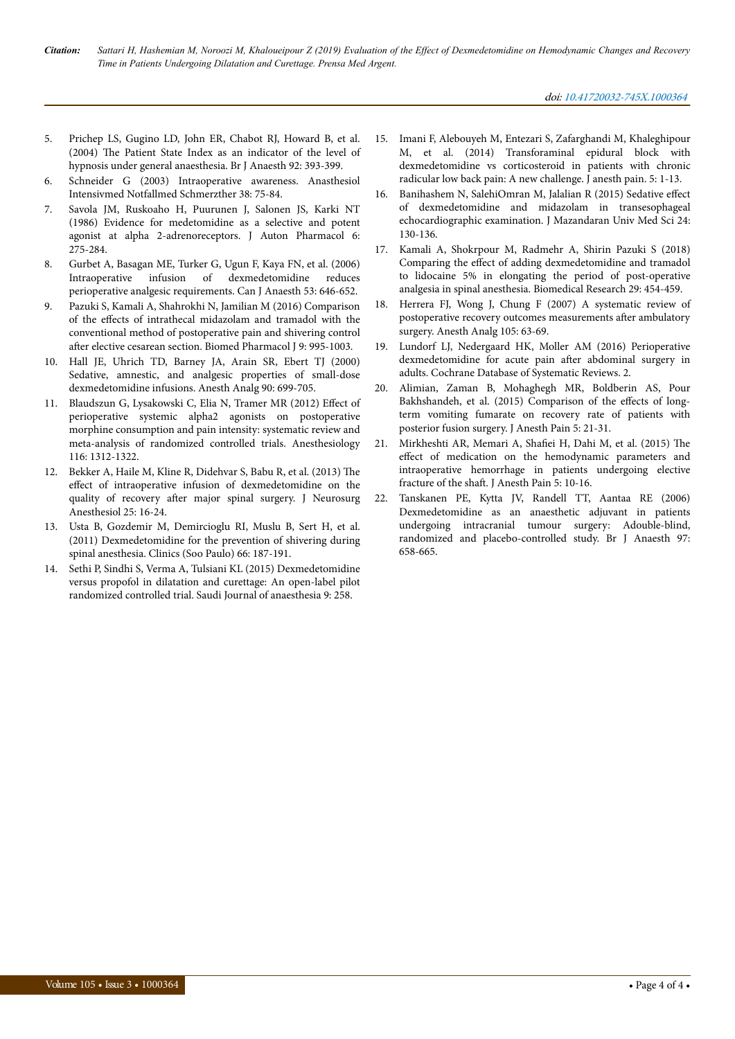5. Prichep LS, Gugino LD, John ER, Chabot RJ, Howard B, et al. (2004) The Patient State Index as an indicator of the level of hypnosis under general anaesthesia. Br J Anaesth 92: 393-399.
6. Schneider G (2003) Intraoperative awareness. Anasthesiol Intensivmed Notfallmed Schmerzther 38: 75-84.
7. Savola JM, Ruskoaho H, Puurunen J, Salonen JS, Karki NT (1986) Evidence for medetomidine as a selective and potent agonist at alpha 2-adrenoreceptors. J Auton Pharmacol 6: 275-284.
8. Gurbet A, Basagan ME, Turker G, Ugun F, Kaya FN, et al. (2006) Intraoperative infusion of dexmedetomidine reduces perioperative analgesic requirements. Can J Anaesth 53: 646-652.
9. Pazuki S, Kamali A, Shahrokhi N, Jamilian M (2016) Comparison of the effects of intrathecal midazolam and tramadol with the conventional method of postoperative pain and shivering control after elective cesarean section. Biomed Pharmacol J 9: 995-1003.
10. Hall JE, Uhrich TD, Barney JA, Arain SR, Ebert TJ (2000) Sedative, amnestic, and analgesic properties of small-dose dexmedetomidine infusions. Anesth Analg 90: 699-705.
11. Blaudszun G, Lysakowski C, Elia N, Tramer MR (2012) Effect of perioperative systemic alpha2 agonists on postoperative morphine consumption and pain intensity: systematic review and meta-analysis of randomized controlled trials. Anesthesiology 116: 1312-1322.
12. Bekker A, Haile M, Kline R, Didehvar S, Babu R, et al. (2013) The effect of intraoperative infusion of dexmedetomidine on the quality of recovery after major spinal surgery. J Neurosurg Anesthesiol 25: 16-24.
13. Usta B, Gozdemir M, Demircioglu RI, Muslu B, Sert H, et al. (2011) Dexmedetomidine for the prevention of shivering during spinal anesthesia. Clinics (Soo Paulo) 66: 187-191.
14. Sethi P, Sindhi S, Verma A, Tulsiani KL (2015) Dexmedetomidine versus propofol in dilatation and curettage: An open-label pilot randomized controlled trial. Saudi Journal of anaesthesia 9: 258.
15. Imani F, Alebouyeh M, Entezari S, Zafarghandi M, Khaleghipour M, et al. (2014) Transforaminal epidural block with dexmedetomidine vs corticosteroid in patients with chronic radicular low back pain: A new challenge. J anesth pain. 5: 1-13.
16. Banihashem N, SalehiOmran M, Jalalian R (2015) Sedative effect of dexmedetomidine and midazolam in transesophageal echocardiographic examination. J Mazandaran Univ Med Sci 24: 130-136.
17. Kamali A, Shokrpour M, Radmehr A, Shirin Pazuki S (2018) Comparing the effect of adding dexmedetomidine and tramadol to lidocaine 5% in elongating the period of post-operative analgesia in spinal anesthesia. Biomedical Research 29: 454-459.
18. Herrera FJ, Wong J, Chung F (2007) A systematic review of postoperative recovery outcomes measurements after ambulatory surgery. Anesth Analg 105: 63-69.
19. Lundorf LJ, Nedergaard HK, Moller AM (2016) Perioperative dexmedetomidine for acute pain after abdominal surgery in adults. Cochrane Database of Systematic Reviews. 2.
20. Alimian, Zaman B, Mohaghegh MR, Boldberin AS, Pour Bakhshandeh, et al. (2015) Comparison of the effects of long-term vomiting fumarate on recovery rate of patients with posterior fusion surgery. J Anesth Pain 5: 21-31.
21. Mirkheshti AR, Memari A, Shafiei H, Dahi M, et al. (2015) The effect of medication on the hemodynamic parameters and intraoperative hemorrhage in patients undergoing elective fracture of the shaft. J Anesth Pain 5: 10-16.
22. Tanskanen PE, Kytta JV, Randell TT, Aantaa RE (2006) Dexmedetomidine as an anaesthetic adjuvant in patients undergoing intracranial tumour surgery: Adouble-blind, randomized and placebo-controlled study. Br J Anaesth 97: 658-665.